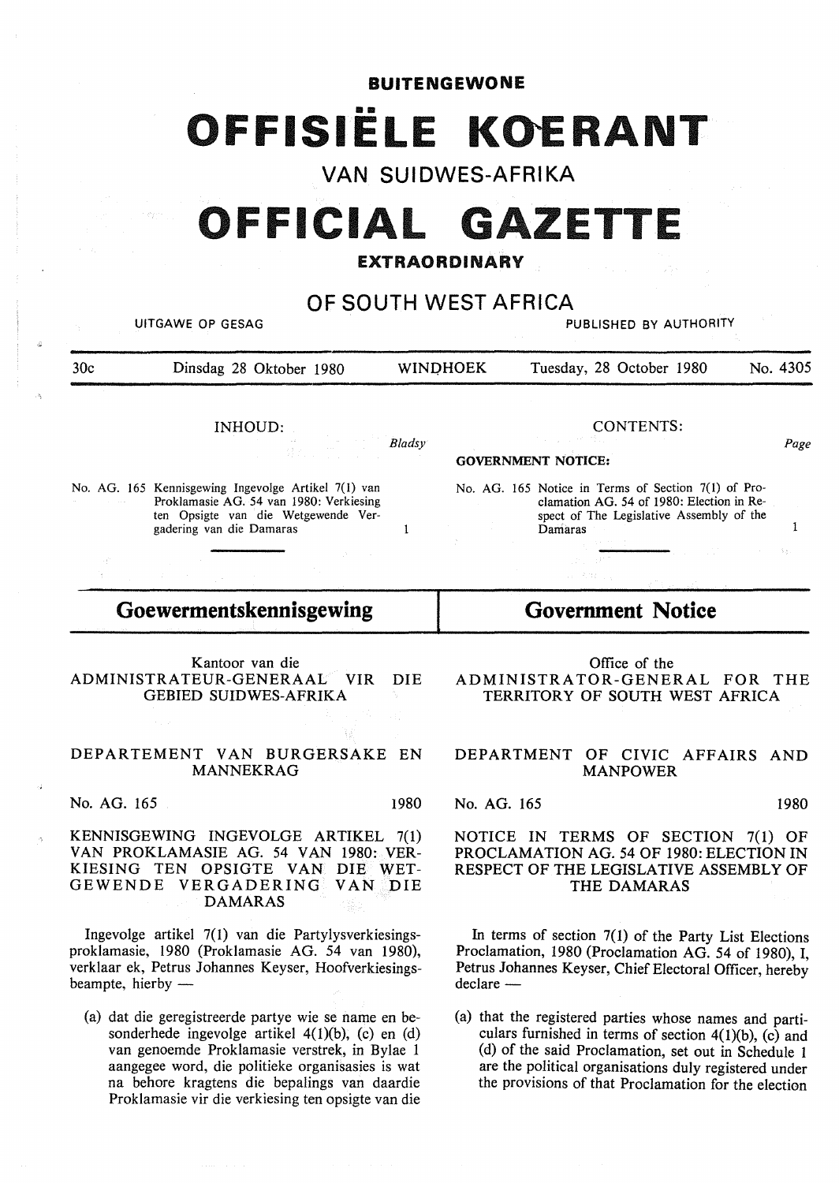# BUITENGEWONE

# OFFISIËLE KOERANT

## VAN SUIDWES-AFRIKA

# OFFICIAL GAZETTE

## EXTRAORDINARY

## OF SOUTH WEST AFRICA

UITGAWE OP GESAG — PUBLISHED BY AUTHORITY

30c — Dinsdag 28 Oktober 1980 — WINDHOEK — Tuesday, 28 October 1980 — No. 4305

**INHOUD:**

| | Bladsy |
|---|---|
| No. AG. 165 Kennisgewing Ingevolge Artikel 7(1) van Proklamasie AG. 54 van 1980: Verkiesing ten Opsigte van die Wetgewende Vergadering van die Damaras | 1 |

**CONTENTS:**

**GOVERNMENT NOTICE:**

| | Page |
|---|---|
| No. AG. 165 Notice in Terms of Section 7(1) of Proclamation AG. 54 of 1980: Election in Respect of The Legislative Assembly of the Damaras | 1 |

## Goewermentskennisgewing

Kantoor van die
ADMINISTRATEUR-GENERAAL VIR DIE GEBIED SUIDWES-AFRIKA

DEPARTEMENT VAN BURGERSAKE EN MANNEKRAG

No. AG. 165 — 1980

KENNISGEWING INGEVOLGE ARTIKEL 7(1) VAN PROKLAMASIE AG. 54 VAN 1980: VERKIESING TEN OPSIGTE VAN DIE WETGEWENDE VERGADERING VAN DIE DAMARAS

Ingevolge artikel 7(1) van die Partylysverkiesingsproklamasie, 1980 (Proklamasie AG. 54 van 1980), verklaar ek, Petrus Johannes Keyser, Hoofverkiesingsbeampte, hierby —

(a) dat die geregistreerde partye wie se name en besonderhede ingevolge artikel 4(1)(b), (c) en (d) van genoemde Proklamasie verstrek, in Bylae 1 aangegee word, die politieke organisasies is wat na behore kragtens die bepalings van daardie Proklamasie vir die verkiesing ten opsigte van die

## Government Notice

Office of the
ADMINISTRATOR-GENERAL FOR THE TERRITORY OF SOUTH WEST AFRICA

DEPARTMENT OF CIVIC AFFAIRS AND MANPOWER

No. AG. 165 — 1980

NOTICE IN TERMS OF SECTION 7(1) OF PROCLAMATION AG. 54 OF 1980: ELECTION IN RESPECT OF THE LEGISLATIVE ASSEMBLY OF THE DAMARAS

In terms of section 7(1) of the Party List Elections Proclamation, 1980 (Proclamation AG. 54 of 1980), I, Petrus Johannes Keyser, Chief Electoral Officer, hereby declare —

(a) that the registered parties whose names and particulars furnished in terms of section 4(1)(b), (c) and (d) of the said Proclamation, set out in Schedule 1 are the political organisations duly registered under the provisions of that Proclamation for the election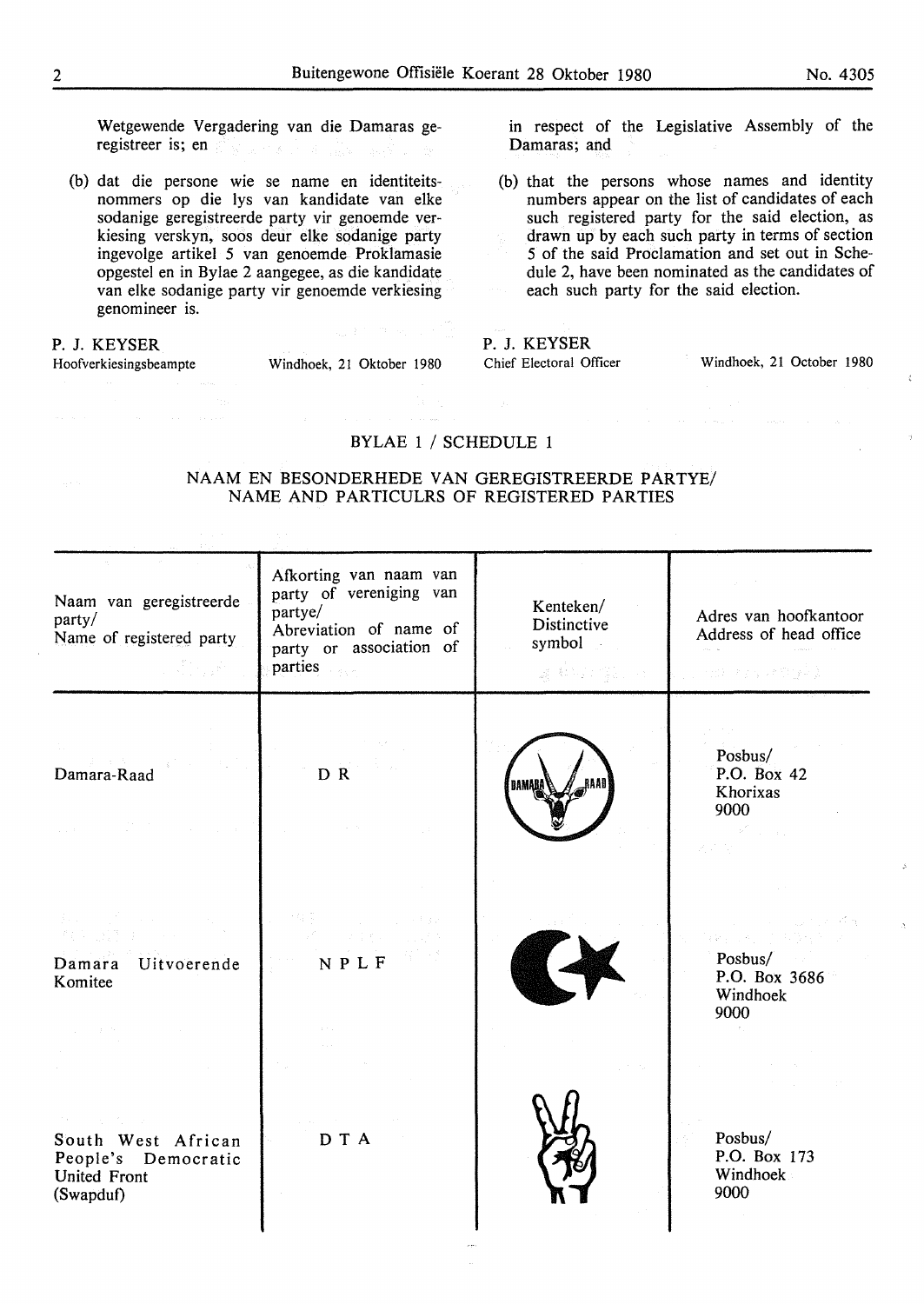Wetgewende Vergadering van die Damaras geregistreer is; en

(b) dat die persone wie se name en identiteitsnommers op die lys van kandidate van elke sodanige geregistreerde party vir genoemde verkiesing verskyn, soos deur elke sodanige party ingevolge artikel 5 van genoemde Proklamasie opgestel en in Bylae 2 aangegee, as die kandidate van elke sodanige party vir genoemde verkiesing genomineer is.

P. J. KEYSER
Hoofverkiesingsbeampte

Windhoek, 21 Oktober 1980

in respect of the Legislative Assembly of the Damaras; and

(b) that the persons whose names and identity numbers appear on the list of candidates of each such registered party for the said election, as drawn up by each such party in terms of section 5 of the said Proclamation and set out in Schedule 2, have been nominated as the candidates of each such party for the said election.

P. J. KEYSER
Chief Electoral Officer

Windhoek, 21 October 1980

## BYLAE 1 / SCHEDULE 1

### NAAM EN BESONDERHEDE VAN GEREGISTREERDE PARTYE/ NAME AND PARTICULRS OF REGISTERED PARTIES

| Naam van geregistreerde party/ Name of registered party | Afkorting van naam van party of vereniging van partye/ Abreviation of name of party or association of parties | Kenteken/ Distinctive symbol | Adres van hoofkantoor Address of head office |
|---|---|---|---|
| Damara-Raad | D R | | Posbus/ P.O. Box 42 Khorixas 9000 |
| Damara Uitvoerende Komitee | N P L F | | Posbus/ P.O. Box 3686 Windhoek 9000 |
| South West African People's Democratic United Front (Swapduf) | D T A | | Posbus/ P.O. Box 173 Windhoek 9000 |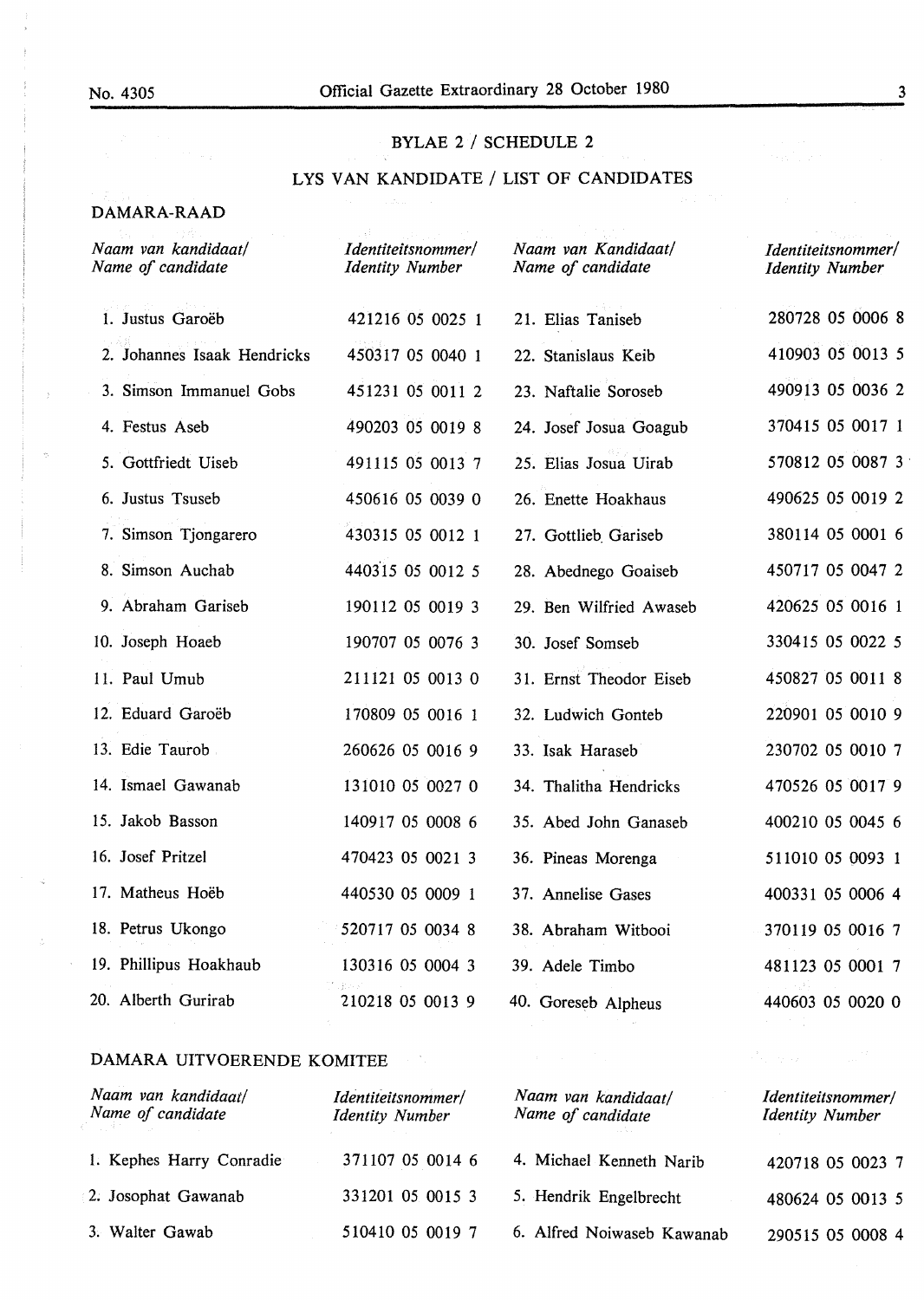## BYLAE 2 / SCHEDULE 2

## LYS VAN KANDIDATE / LIST OF CANDIDATES

### DAMARA-RAAD

| *Naam van kandidaat/ Name of candidate* | *Identiteitsnommer/ Identity Number* | *Naam van Kandidaat/ Name of candidate* | *Identiteitsnommer/ Identity Number* |
|---|---|---|---|
| 1. Justus Garoëb | 421216 05 0025 1 | 21. Elias Taniseb | 280728 05 0006 8 |
| 2. Johannes Isaak Hendricks | 450317 05 0040 1 | 22. Stanislaus Keib | 410903 05 0013 5 |
| 3. Simson Immanuel Gobs | 451231 05 0011 2 | 23. Naftalie Soroseb | 490913 05 0036 2 |
| 4. Festus Aseb | 490203 05 0019 8 | 24. Josef Josua Goagub | 370415 05 0017 1 |
| 5. Gottfriedt Uiseb | 491115 05 0013 7 | 25. Elias Josua Uirab | 570812 05 0087 3 |
| 6. Justus Tsuseb | 450616 05 0039 0 | 26. Enette Hoakhaus | 490625 05 0019 2 |
| 7. Simson Tjongarero | 430315 05 0012 1 | 27. Gottlieb Gariseb | 380114 05 0001 6 |
| 8. Simson Auchab | 440315 05 0012 5 | 28. Abednego Goaiseb | 450717 05 0047 2 |
| 9. Abraham Gariseb | 190112 05 0019 3 | 29. Ben Wilfried Awaseb | 420625 05 0016 1 |
| 10. Joseph Hoaeb | 190707 05 0076 3 | 30. Josef Somseb | 330415 05 0022 5 |
| 11. Paul Umub | 211121 05 0013 0 | 31. Ernst Theodor Eiseb | 450827 05 0011 8 |
| 12. Eduard Garoëb | 170809 05 0016 1 | 32. Ludwich Gonteb | 220901 05 0010 9 |
| 13. Edie Taurob | 260626 05 0016 9 | 33. Isak Haraseb | 230702 05 0010 7 |
| 14. Ismael Gawanab | 131010 05 0027 0 | 34. Thalitha Hendricks | 470526 05 0017 9 |
| 15. Jakob Basson | 140917 05 0008 6 | 35. Abed John Ganaseb | 400210 05 0045 6 |
| 16. Josef Pritzel | 470423 05 0021 3 | 36. Pineas Morenga | 511010 05 0093 1 |
| 17. Matheus Hoëb | 440530 05 0009 1 | 37. Annelise Gases | 400331 05 0006 4 |
| 18. Petrus Ukongo | 520717 05 0034 8 | 38. Abraham Witbooi | 370119 05 0016 7 |
| 19. Phillipus Hoakhaub | 130316 05 0004 3 | 39. Adele Timbo | 481123 05 0001 7 |
| 20. Alberth Gurirab | 210218 05 0013 9 | 40. Goreseb Alpheus | 440603 05 0020 0 |

### DAMARA UITVOERENDE KOMITEE

| *Naam van kandidaat/ Name of candidate* | *Identiteitsnommer/ Identity Number* | *Naam van kandidaat/ Name of candidate* | *Identiteitsnommer/ Identity Number* |
|---|---|---|---|
| 1. Kephes Harry Conradie | 371107 05 0014 6 | 4. Michael Kenneth Narib | 420718 05 0023 7 |
| 2. Josophat Gawanab | 331201 05 0015 3 | 5. Hendrik Engelbrecht | 480624 05 0013 5 |
| 3. Walter Gawab | 510410 05 0019 7 | 6. Alfred Noiwaseb Kawanab | 290515 05 0008 4 |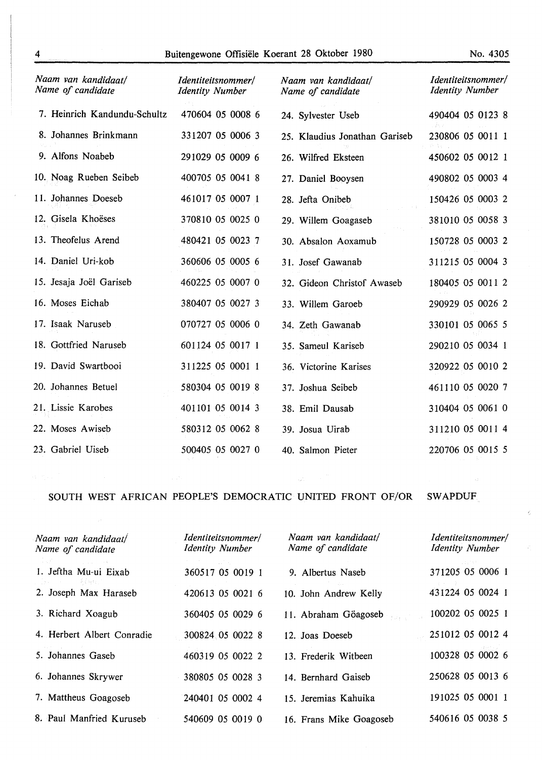| Naam van kandidaat/ *Name of candidate* | Identiteitsnommer/ *Identity Number* | Naam van kandidaat/ *Name of candidate* | Identiteitsnommer/ *Identity Number* |
|---|---|---|---|
| 7. Heinrich Kandundu-Schultz | 470604 05 0008 6 | 24. Sylvester Useb | 490404 05 0123 8 |
| 8. Johannes Brinkmann | 331207 05 0006 3 | 25. Klaudius Jonathan Gariseb | 230806 05 0011 1 |
| 9. Alfons Noabeb | 291029 05 0009 6 | 26. Wilfred Eksteen | 450602 05 0012 1 |
| 10. Noag Rueben Seibeb | 400705 05 0041 8 | 27. Daniel Booysen | 490802 05 0003 4 |
| 11. Johannes Doeseb | 461017 05 0007 1 | 28. Jefta Onibeb | 150426 05 0003 2 |
| 12. Gisela Khoëses | 370810 05 0025 0 | 29. Willem Goagaseb | 381010 05 0058 3 |
| 13. Theofelus Arend | 480421 05 0023 7 | 30. Absalon Aoxamub | 150728 05 0003 2 |
| 14. Daniel Uri-kob | 360606 05 0005 6 | 31. Josef Gawanab | 311215 05 0004 3 |
| 15. Jesaja Joël Gariseb | 460225 05 0007 0 | 32. Gideon Christof Awaseb | 180405 05 0011 2 |
| 16. Moses Eichab | 380407 05 0027 3 | 33. Willem Garoeb | 290929 05 0026 2 |
| 17. Isaak Naruseb | 070727 05 0006 0 | 34. Zeth Gawanab | 330101 05 0065 5 |
| 18. Gottfried Naruseb | 601124 05 0017 1 | 35. Sameul Kariseb | 290210 05 0034 1 |
| 19. David Swartbooi | 311225 05 0001 1 | 36. Victorine Karises | 320922 05 0010 2 |
| 20. Johannes Betuel | 580304 05 0019 8 | 37. Joshua Seibeb | 461110 05 0020 7 |
| 21. Lissie Karobes | 401101 05 0014 3 | 38. Emil Dausab | 310404 05 0061 0 |
| 22. Moses Awiseb | 580312 05 0062 8 | 39. Josua Uirab | 311210 05 0011 4 |
| 23. Gabriel Uiseb | 500405 05 0027 0 | 40. Salmon Pieter | 220706 05 0015 5 |

## SOUTH WEST AFRICAN PEOPLE'S DEMOCRATIC UNITED FRONT OF/OR SWAPDUF

| Naam van kandidaat/ *Name of candidate* | Identiteitsnommer/ *Identity Number* | Naam van kandidaat/ *Name of candidate* | Identiteitsnommer/ *Identity Number* |
|---|---|---|---|
| 1. Jeftha Mu-ui Eixab | 360517 05 0019 1 | 9. Albertus Naseb | 371205 05 0006 1 |
| 2. Joseph Max Haraseb | 420613 05 0021 6 | 10. John Andrew Kelly | 431224 05 0024 1 |
| 3. Richard Xoagub | 360405 05 0029 6 | 11. Abraham Göagoseb | 100202 05 0025 1 |
| 4. Herbert Albert Conradie | 300824 05 0022 8 | 12. Joas Doeseb | 251012 05 0012 4 |
| 5. Johannes Gaseb | 460319 05 0022 2 | 13. Frederik Witbeen | 100328 05 0002 6 |
| 6. Johannes Skrywer | 380805 05 0028 3 | 14. Bernhard Gaiseb | 250628 05 0013 6 |
| 7. Mattheus Goagoseb | 240401 05 0002 4 | 15. Jeremias Kahuika | 191025 05 0001 1 |
| 8. Paul Manfried Kuruseb | 540609 05 0019 0 | 16. Frans Mike Goagoseb | 540616 05 0038 5 |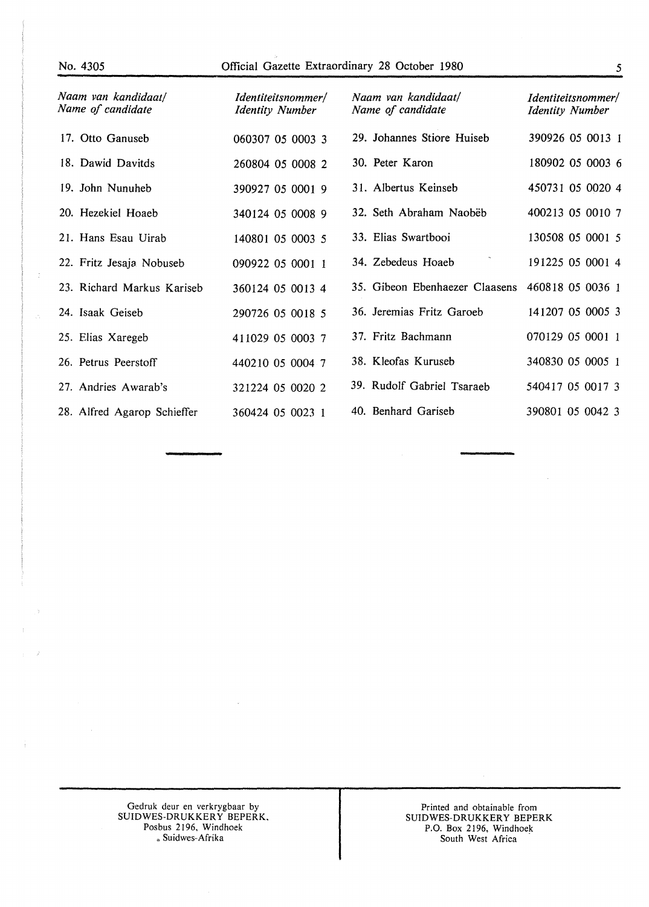| *Naam van kandidaat/ Name of candidate* | *Identiteitsnommer/ Identity Number* | *Naam van kandidaat/ Name of candidate* | *Identiteitsnommer/ Identity Number* |
|---|---|---|---|
| 17. Otto Ganuseb | 060307 05 0003 3 | 29. Johannes Stiore Huiseb | 390926 05 0013 1 |
| 18. Dawid Davitds | 260804 05 0008 2 | 30. Peter Karon | 180902 05 0003 6 |
| 19. John Nunuheb | 390927 05 0001 9 | 31. Albertus Keinseb | 450731 05 0020 4 |
| 20. Hezekiel Hoaeb | 340124 05 0008 9 | 32. Seth Abraham Naobëb | 400213 05 0010 7 |
| 21. Hans Esau Uirab | 140801 05 0003 5 | 33. Elias Swartbooi | 130508 05 0001 5 |
| 22. Fritz Jesaja Nobuseb | 090922 05 0001 1 | 34. Zebedeus Hoaeb | 191225 05 0001 4 |
| 23. Richard Markus Kariseb | 360124 05 0013 4 | 35. Gibeon Ebenhaezer Claasens | 460818 05 0036 1 |
| 24. Isaak Geiseb | 290726 05 0018 5 | 36. Jeremias Fritz Garoeb | 141207 05 0005 3 |
| 25. Elias Xaregeb | 411029 05 0003 7 | 37. Fritz Bachmann | 070129 05 0001 1 |
| 26. Petrus Peerstoff | 440210 05 0004 7 | 38. Kleofas Kuruseb | 340830 05 0005 1 |
| 27. Andries Awarab's | 321224 05 0020 2 | 39. Rudolf Gabriel Tsaraeb | 540417 05 0017 3 |
| 28. Alfred Agarop Schieffer | 360424 05 0023 1 | 40. Benhard Gariseb | 390801 05 0042 3 |

Gedruk deur en verkrygbaar by
SUIDWES-DRUKKERY BEPERK,
Posbus 2196, Windhoek
Suidwes-Afrika

Printed and obtainable from
SUIDWES-DRUKKERY BEPERK
P.O. Box 2196, Windhoek
South West Africa